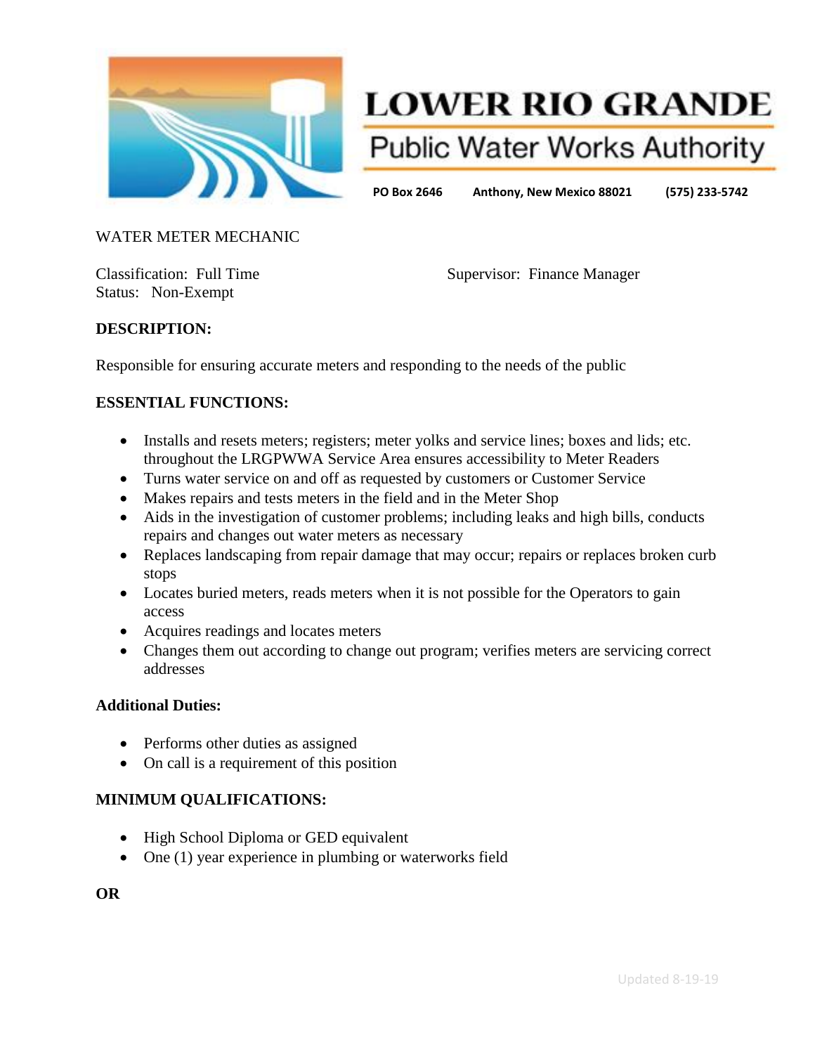# LOWER RIO GRANDE

## Public Water Works Authority

PO Box 2646    Anthony, New Mexico 88021    (575) 233-5742

WATER METER MECHANIC

Classification: Full Time    Supervisor: Finance Manager
Status: Non-Exempt

**DESCRIPTION:**

Responsible for ensuring accurate meters and responding to the needs of the public

**ESSENTIAL FUNCTIONS:**

- Installs and resets meters; registers; meter yolks and service lines; boxes and lids; etc. throughout the LRGPWWA Service Area ensures accessibility to Meter Readers
- Turns water service on and off as requested by customers or Customer Service
- Makes repairs and tests meters in the field and in the Meter Shop
- Aids in the investigation of customer problems; including leaks and high bills, conducts repairs and changes out water meters as necessary
- Replaces landscaping from repair damage that may occur; repairs or replaces broken curb stops
- Locates buried meters, reads meters when it is not possible for the Operators to gain access
- Acquires readings and locates meters
- Changes them out according to change out program; verifies meters are servicing correct addresses

**Additional Duties:**

- Performs other duties as assigned
- On call is a requirement of this position

**MINIMUM QUALIFICATIONS:**

- High School Diploma or GED equivalent
- One (1) year experience in plumbing or waterworks field

**OR**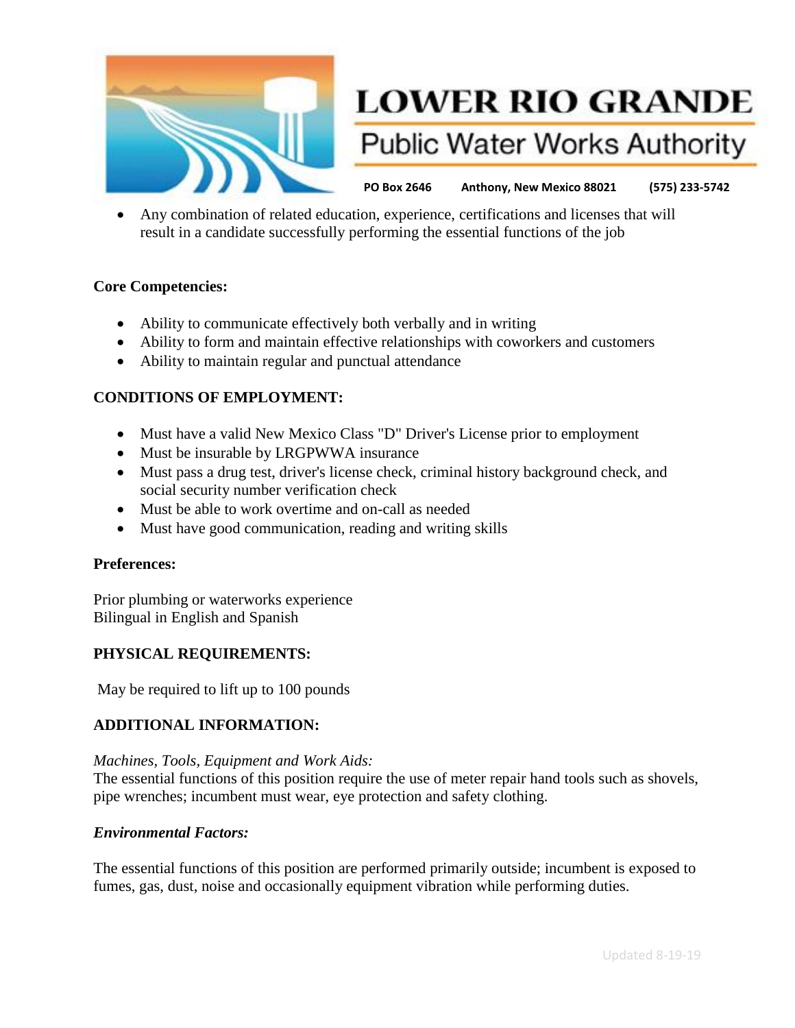- Any combination of related education, experience, certifications and licenses that will result in a candidate successfully performing the essential functions of the job

**Core Competencies:**

- Ability to communicate effectively both verbally and in writing
- Ability to form and maintain effective relationships with coworkers and customers
- Ability to maintain regular and punctual attendance

**CONDITIONS OF EMPLOYMENT:**

- Must have a valid New Mexico Class "D" Driver's License prior to employment
- Must be insurable by LRGPWWA insurance
- Must pass a drug test, driver's license check, criminal history background check, and social security number verification check
- Must be able to work overtime and on-call as needed
- Must have good communication, reading and writing skills

**Preferences:**

Prior plumbing or waterworks experience
Bilingual in English and Spanish

**PHYSICAL REQUIREMENTS:**

May be required to lift up to 100 pounds

**ADDITIONAL INFORMATION:**

*Machines, Tools, Equipment and Work Aids:*
The essential functions of this position require the use of meter repair hand tools such as shovels, pipe wrenches; incumbent must wear, eye protection and safety clothing.

***Environmental Factors:***

The essential functions of this position are performed primarily outside; incumbent is exposed to fumes, gas, dust, noise and occasionally equipment vibration while performing duties.

Updated 8-19-19